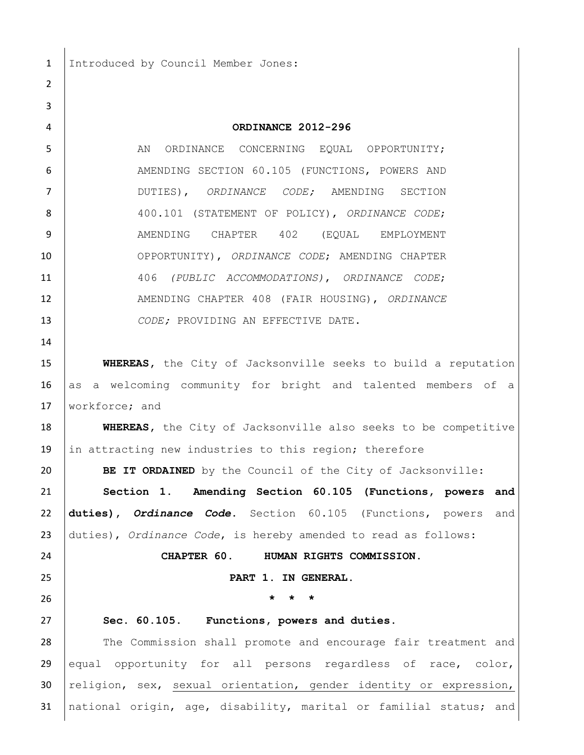Introduced by Council Member Jones:

**ORDINANCE 2012-296**

AN ORDINANCE CONCERNING EQUAL OPPORTUNITY; AMENDING SECTION 60.105 (FUNCTIONS, POWERS AND DUTIES), *ORDINANCE CODE;* AMENDING SECTION 400.101 (STATEMENT OF POLICY), *ORDINANCE CODE*; AMENDING CHAPTER 402 (EQUAL EMPLOYMENT OPPORTUNITY), *ORDINANCE CODE*; AMENDING CHAPTER 406 *(PUBLIC ACCOMMODATIONS)*, *ORDINANCE CODE*; AMENDING CHAPTER 408 (FAIR HOUSING), *ORDINANCE CODE;* PROVIDING AN EFFECTIVE DATE.

**WHEREAS,** the City of Jacksonville seeks to build a reputation as a welcoming community for bright and talented members of a workforce; and

**WHEREAS,** the City of Jacksonville also seeks to be competitive in attracting new industries to this region; therefore

**BE IT ORDAINED** by the Council of the City of Jacksonville:

**Section 1. Amending Section 60.105 (Functions, powers and duties),** ***Ordinance Code*****.** Section 60.105 (Functions, powers and duties), *Ordinance Code*, is hereby amended to read as follows:

**CHAPTER 60. HUMAN RIGHTS COMMISSION.**

**PART 1. IN GENERAL.**

**\* \* \***

**Sec. 60.105. Functions, powers and duties.**

The Commission shall promote and encourage fair treatment and equal opportunity for all persons regardless of race, color, religion, sex, <u>sexual orientation, gender identity or expression,</u> national origin, age, disability, marital or familial status; and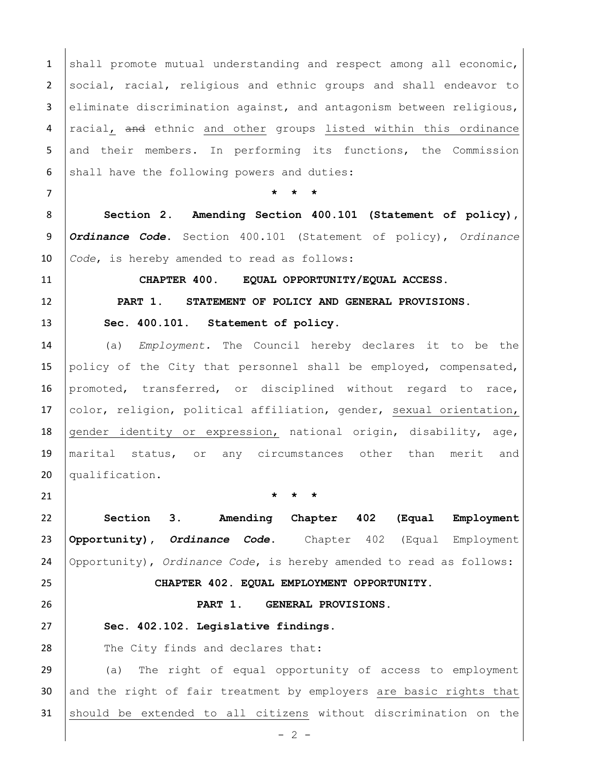shall promote mutual understanding and respect among all economic, social, racial, religious and ethnic groups and shall endeavor to eliminate discrimination against, and antagonism between religious, racial, ~~and~~ ethnic <u>and other</u> groups <u>listed within this ordinance</u> and their members. In performing its functions, the Commission shall have the following powers and duties:

**\* \* \***

**Section 2. Amending Section 400.101 (Statement of policy), *Ordinance Code*.** Section 400.101 (Statement of policy), *Ordinance Code*, is hereby amended to read as follows:

**CHAPTER 400. EQUAL OPPORTUNITY/EQUAL ACCESS.**

**PART 1. STATEMENT OF POLICY AND GENERAL PROVISIONS.**

**Sec. 400.101. Statement of policy.**

(a) *Employment.* The Council hereby declares it to be the policy of the City that personnel shall be employed, compensated, promoted, transferred, or disciplined without regard to race, color, religion, political affiliation, gender, <u>sexual orientation, gender identity or expression,</u> national origin, disability, age, marital status, or any circumstances other than merit and qualification.

**\* \* \***

**Section 3. Amending Chapter 402 (Equal Employment Opportunity), *Ordinance Code*.** Chapter 402 (Equal Employment Opportunity), *Ordinance Code*, is hereby amended to read as follows:

**CHAPTER 402. EQUAL EMPLOYMENT OPPORTUNITY.**

**PART 1. GENERAL PROVISIONS.**

**Sec. 402.102. Legislative findings.**

The City finds and declares that:

(a) The right of equal opportunity of access to employment and the right of fair treatment by employers <u>are basic rights that should be extended to all citizens</u> without discrimination on the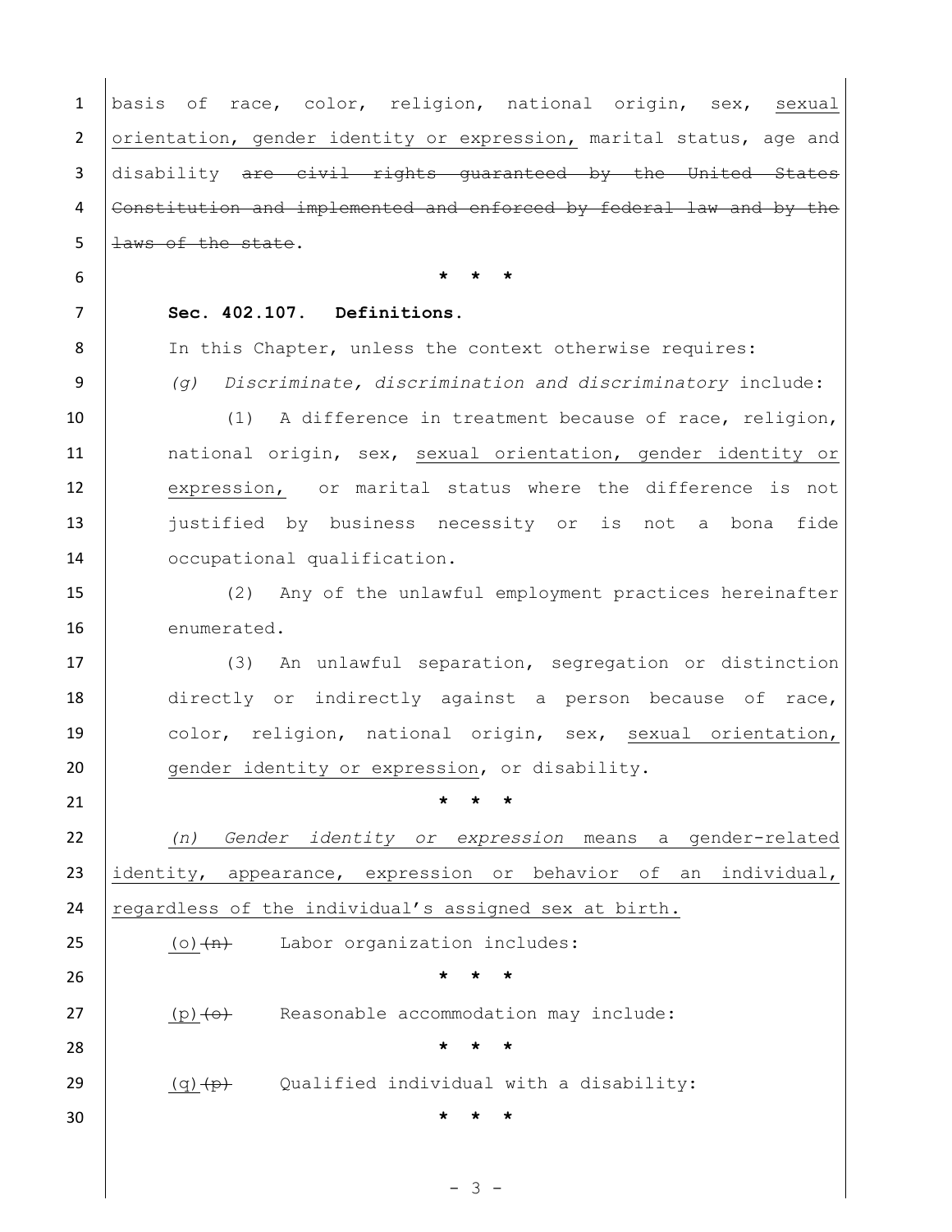basis of race, color, religion, national origin, sex, <u>sexual orientation, gender identity or expression,</u> marital status, age and disability ~~are civil rights guaranteed by the United States Constitution and implemented and enforced by federal law and by the laws of the state~~.

\* \* \*

**Sec. 402.107. Definitions.**

In this Chapter, unless the context otherwise requires:

*(g) Discriminate, discrimination and discriminatory* include:

(1) A difference in treatment because of race, religion, national origin, sex, <u>sexual orientation, gender identity or expression,</u> or marital status where the difference is not justified by business necessity or is not a bona fide occupational qualification.

(2) Any of the unlawful employment practices hereinafter enumerated.

(3) An unlawful separation, segregation or distinction directly or indirectly against a person because of race, color, religion, national origin, sex, <u>sexual orientation, gender identity or expression</u>, or disability.

\* \* \*

*<u>(n) Gender identity or expression</u>* <u>means a gender-related identity, appearance, expression or behavior of an individual, regardless of the individual's assigned sex at birth.</u>

<u>(o)</u>~~(n)~~ Labor organization includes:

\* \* \*

<u>(p)</u>~~(o)~~ Reasonable accommodation may include:

\* \* \*

<u>(q)</u>~~(p)~~ Qualified individual with a disability:

\* \* \*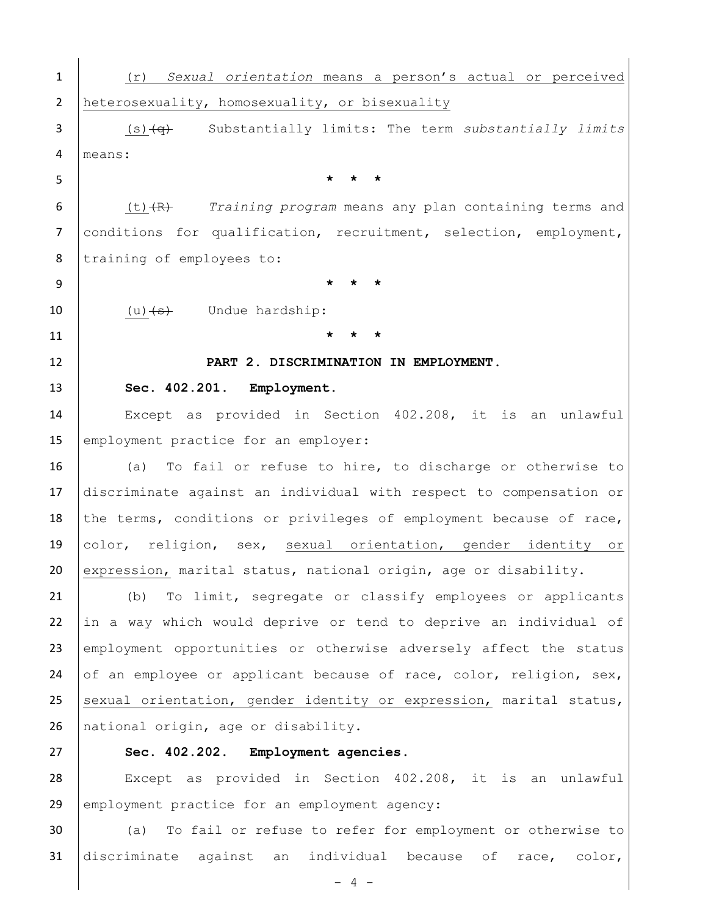(r) *Sexual orientation* means a person's actual or perceived heterosexuality, homosexuality, or bisexuality

(s) ~~(q)~~ Substantially limits: The term *substantially limits* means:

\* \* \*

(t) ~~(R)~~ *Training program* means any plan containing terms and conditions for qualification, recruitment, selection, employment, training of employees to:

\* \* \*

(u) ~~(s)~~ Undue hardship:

\* \* \*

**PART 2. DISCRIMINATION IN EMPLOYMENT.**

**Sec. 402.201. Employment.**

Except as provided in Section 402.208, it is an unlawful employment practice for an employer:

(a) To fail or refuse to hire, to discharge or otherwise to discriminate against an individual with respect to compensation or the terms, conditions or privileges of employment because of race, color, religion, sex, sexual orientation, gender identity or expression, marital status, national origin, age or disability.

(b) To limit, segregate or classify employees or applicants in a way which would deprive or tend to deprive an individual of employment opportunities or otherwise adversely affect the status of an employee or applicant because of race, color, religion, sex, sexual orientation, gender identity or expression, marital status, national origin, age or disability.

**Sec. 402.202. Employment agencies.**

Except as provided in Section 402.208, it is an unlawful employment practice for an employment agency:

(a) To fail or refuse to refer for employment or otherwise to discriminate against an individual because of race, color,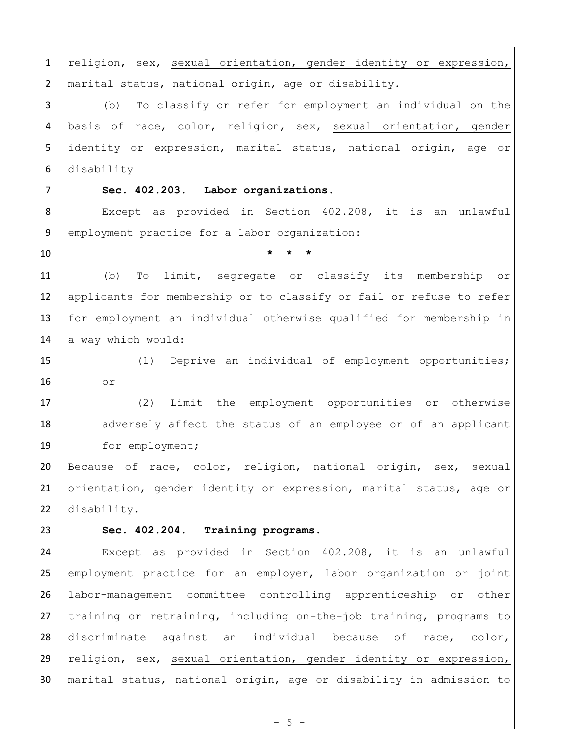religion, sex, <u>sexual orientation, gender identity or expression,</u> marital status, national origin, age or disability.

(b) To classify or refer for employment an individual on the basis of race, color, religion, sex, <u>sexual orientation, gender identity or expression,</u> marital status, national origin, age or disability

**Sec. 402.203. Labor organizations.**

Except as provided in Section 402.208, it is an unlawful employment practice for a labor organization:

\* \* \*

(b) To limit, segregate or classify its membership or applicants for membership or to classify or fail or refuse to refer for employment an individual otherwise qualified for membership in a way which would:

(1) Deprive an individual of employment opportunities; or

(2) Limit the employment opportunities or otherwise adversely affect the status of an employee or of an applicant for employment;

Because of race, color, religion, national origin, sex, <u>sexual orientation, gender identity or expression,</u> marital status, age or disability.

**Sec. 402.204. Training programs.**

Except as provided in Section 402.208, it is an unlawful employment practice for an employer, labor organization or joint labor-management committee controlling apprenticeship or other training or retraining, including on-the-job training, programs to discriminate against an individual because of race, color, religion, sex, <u>sexual orientation, gender identity or expression,</u> marital status, national origin, age or disability in admission to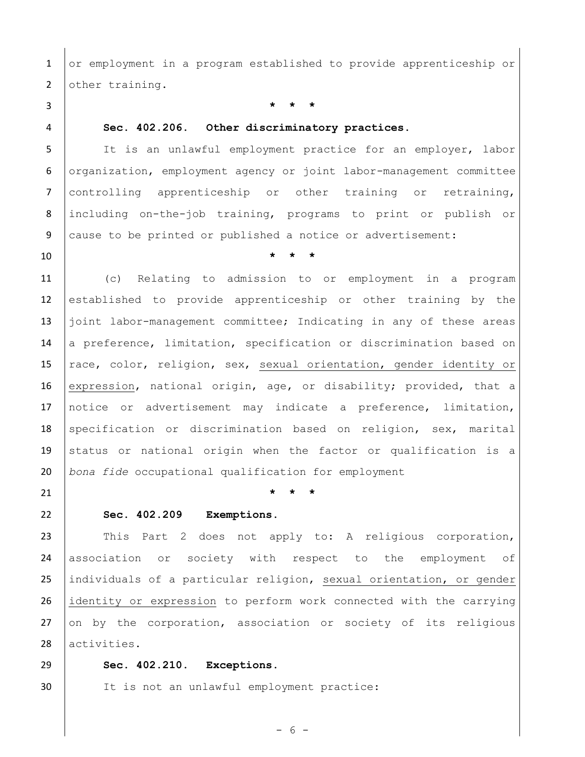or employment in a program established to provide apprenticeship or other training.

\* \* \*

**Sec. 402.206. Other discriminatory practices.**

It is an unlawful employment practice for an employer, labor organization, employment agency or joint labor-management committee controlling apprenticeship or other training or retraining, including on-the-job training, programs to print or publish or cause to be printed or published a notice or advertisement:

\* \* \*

(c) Relating to admission to or employment in a program established to provide apprenticeship or other training by the joint labor-management committee; Indicating in any of these areas a preference, limitation, specification or discrimination based on race, color, religion, sex, <u>sexual orientation, gender identity or expression</u>, national origin, age, or disability; provided, that a notice or advertisement may indicate a preference, limitation, specification or discrimination based on religion, sex, marital status or national origin when the factor or qualification is a *bona fide* occupational qualification for employment

\* \* \*

**Sec. 402.209 Exemptions.**

This Part 2 does not apply to: A religious corporation, association or society with respect to the employment of individuals of a particular religion, <u>sexual orientation, or gender identity or expression</u> to perform work connected with the carrying on by the corporation, association or society of its religious activities.

**Sec. 402.210. Exceptions.**

It is not an unlawful employment practice: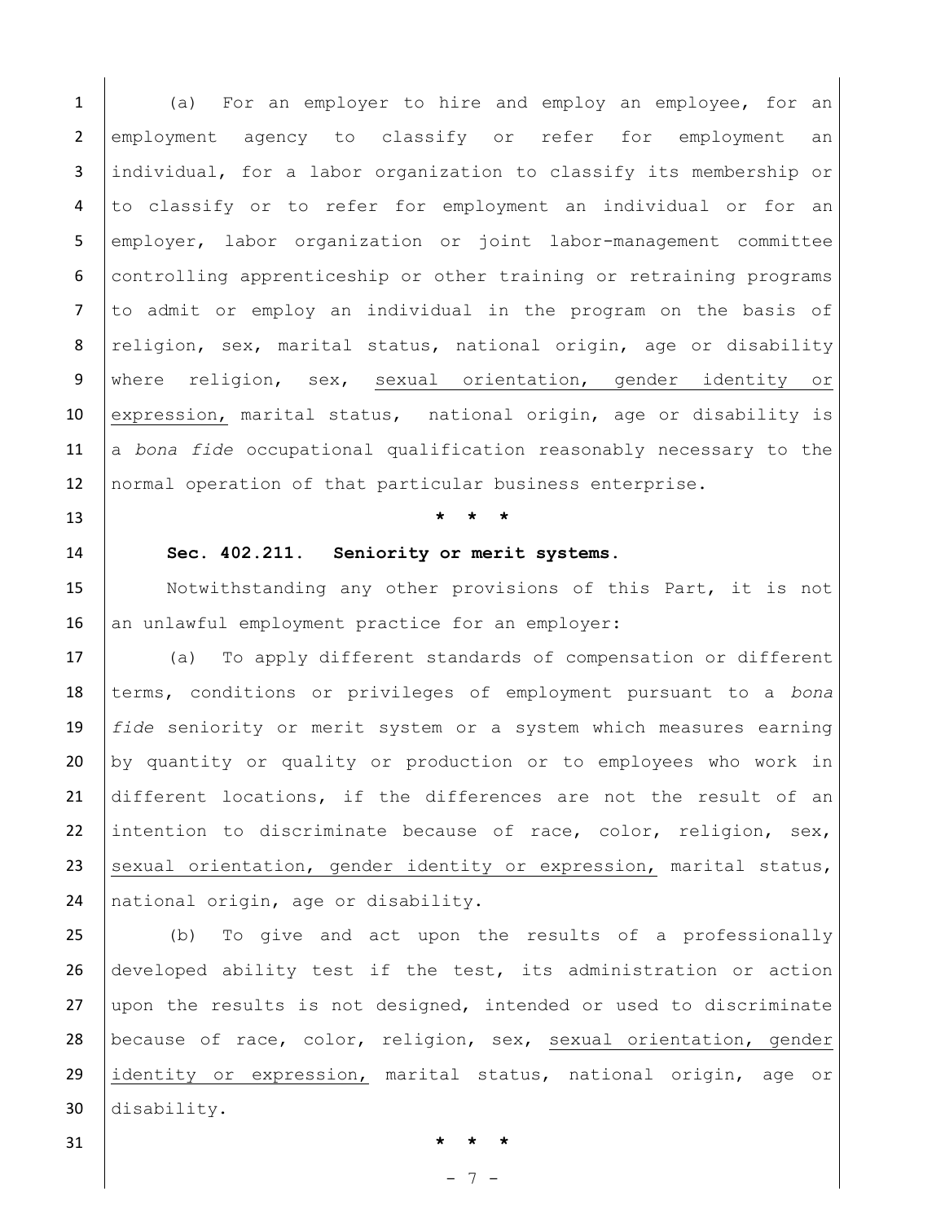(a) For an employer to hire and employ an employee, for an employment agency to classify or refer for employment an individual, for a labor organization to classify its membership or to classify or to refer for employment an individual or for an employer, labor organization or joint labor-management committee controlling apprenticeship or other training or retraining programs to admit or employ an individual in the program on the basis of religion, sex, marital status, national origin, age or disability where religion, sex, <u>sexual orientation, gender identity or expression,</u> marital status, national origin, age or disability is a *bona fide* occupational qualification reasonably necessary to the normal operation of that particular business enterprise.

\* \* \*

**Sec. 402.211. Seniority or merit systems.**

Notwithstanding any other provisions of this Part, it is not an unlawful employment practice for an employer:

(a) To apply different standards of compensation or different terms, conditions or privileges of employment pursuant to a *bona fide* seniority or merit system or a system which measures earning by quantity or quality or production or to employees who work in different locations, if the differences are not the result of an intention to discriminate because of race, color, religion, sex, <u>sexual orientation, gender identity or expression,</u> marital status, national origin, age or disability.

(b) To give and act upon the results of a professionally developed ability test if the test, its administration or action upon the results is not designed, intended or used to discriminate because of race, color, religion, sex, <u>sexual orientation, gender identity or expression,</u> marital status, national origin, age or disability.

\* \* \*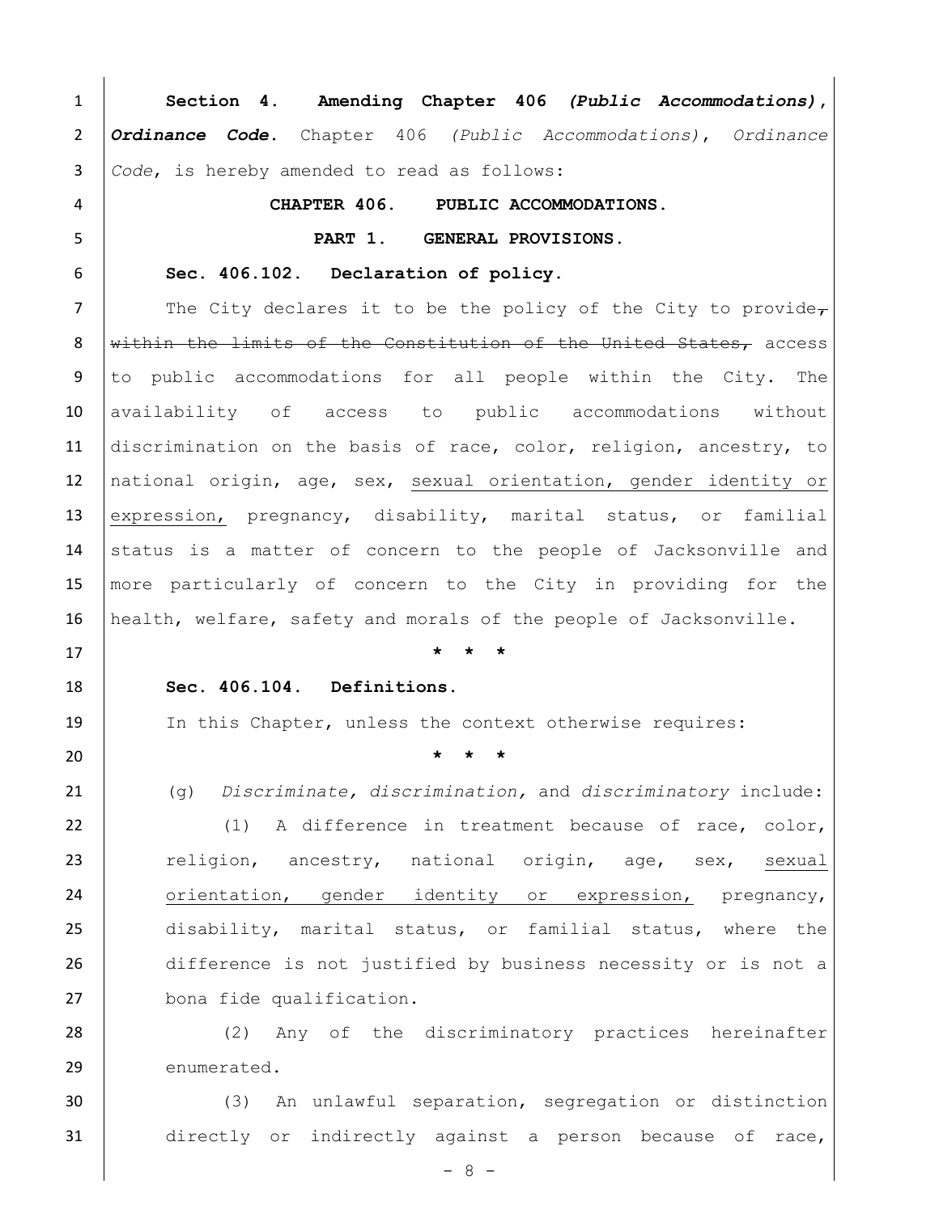**Section 4. Amending Chapter 406 *(Public Accommodations)*, *Ordinance Code*.** Chapter 406 *(Public Accommodations)*, *Ordinance Code*, is hereby amended to read as follows:

**CHAPTER 406. PUBLIC ACCOMMODATIONS.**

**PART 1. GENERAL PROVISIONS.**

**Sec. 406.102. Declaration of policy.**

The City declares it to be the policy of the City to provide~~, within the limits of the Constitution of the United States,~~ access to public accommodations for all people within the City. The availability of access to public accommodations without discrimination on the basis of race, color, religion, ancestry, to national origin, age, sex, <u>sexual orientation, gender identity or expression,</u> pregnancy, disability, marital status, or familial status is a matter of concern to the people of Jacksonville and more particularly of concern to the City in providing for the health, welfare, safety and morals of the people of Jacksonville.

\* \* \*

**Sec. 406.104. Definitions.**

In this Chapter, unless the context otherwise requires:

\* \* \*

(g) *Discriminate, discrimination,* and *discriminatory* include:

(1) A difference in treatment because of race, color, religion, ancestry, national origin, age, sex, <u>sexual orientation, gender identity or expression,</u> pregnancy, disability, marital status, or familial status, where the difference is not justified by business necessity or is not a bona fide qualification.

(2) Any of the discriminatory practices hereinafter enumerated.

(3) An unlawful separation, segregation or distinction directly or indirectly against a person because of race,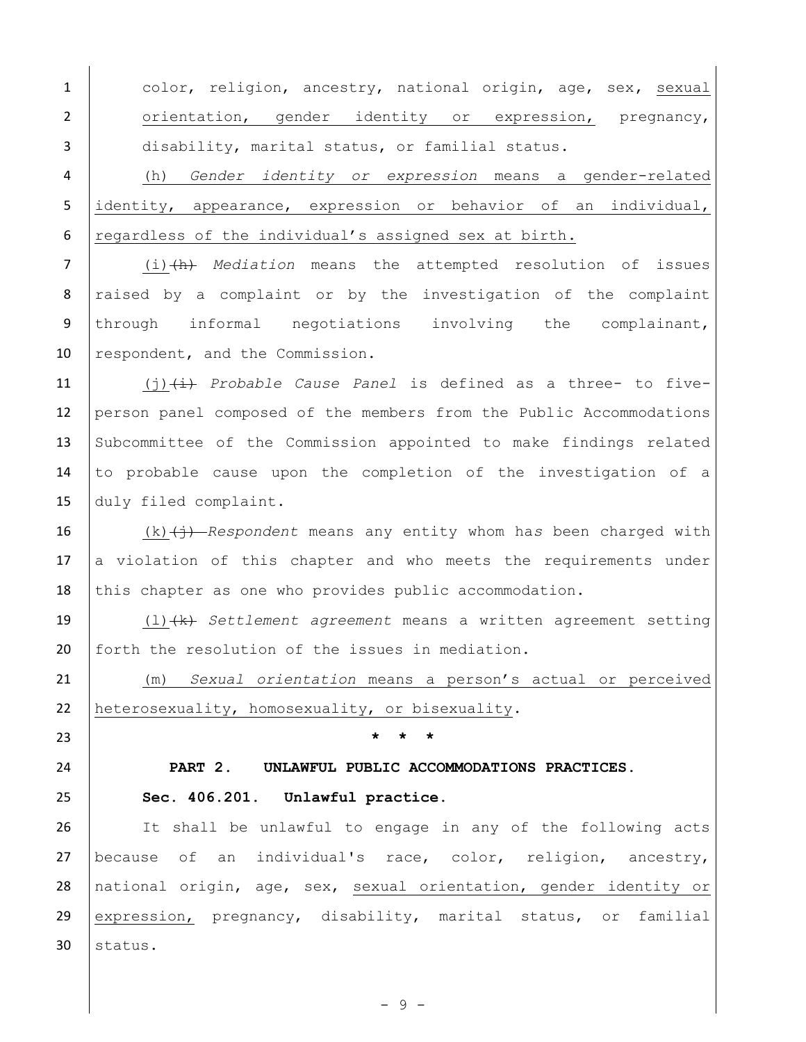color, religion, ancestry, national origin, age, sex, sexual orientation, gender identity or expression, pregnancy, disability, marital status, or familial status.

(h) *Gender identity or expression* means a gender-related identity, appearance, expression or behavior of an individual, regardless of the individual's assigned sex at birth.

(i) ~~(h)~~ *Mediation* means the attempted resolution of issues raised by a complaint or by the investigation of the complaint through informal negotiations involving the complainant, respondent, and the Commission.

(j) ~~(i)~~ *Probable Cause Panel* is defined as a three- to five-person panel composed of the members from the Public Accommodations Subcommittee of the Commission appointed to make findings related to probable cause upon the completion of the investigation of a duly filed complaint.

(k) ~~(j)~~ *Respondent* means any entity whom has been charged with a violation of this chapter and who meets the requirements under this chapter as one who provides public accommodation.

(l) ~~(k)~~ *Settlement agreement* means a written agreement setting forth the resolution of the issues in mediation.

(m) *Sexual orientation* means a person's actual or perceived heterosexuality, homosexuality, or bisexuality.

\* \* \*

**PART 2. UNLAWFUL PUBLIC ACCOMMODATIONS PRACTICES.**

**Sec. 406.201. Unlawful practice.**

It shall be unlawful to engage in any of the following acts because of an individual's race, color, religion, ancestry, national origin, age, sex, sexual orientation, gender identity or expression, pregnancy, disability, marital status, or familial status.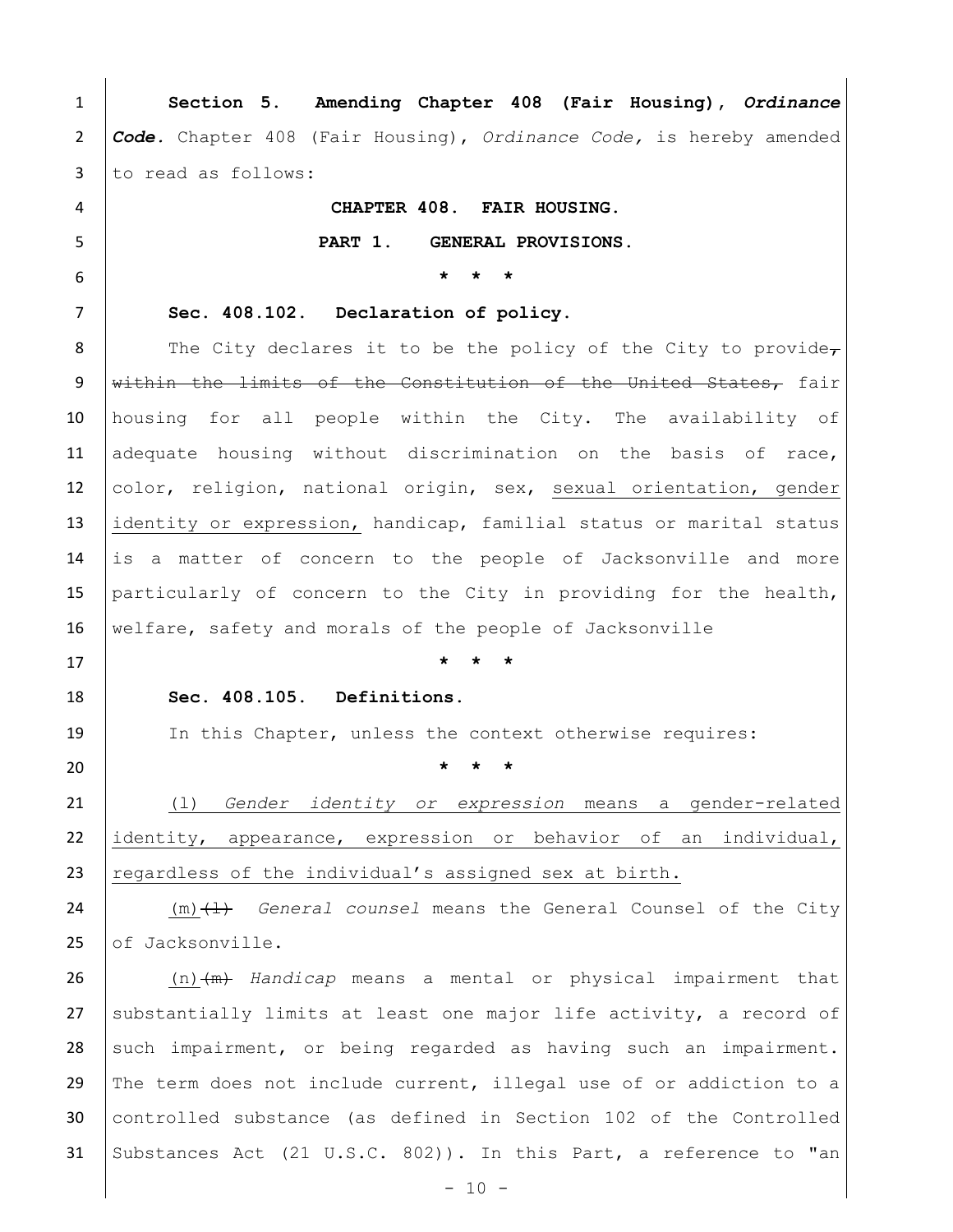**Section 5. Amending Chapter 408 (Fair Housing), *Ordinance Code*.** Chapter 408 (Fair Housing), *Ordinance Code,* is hereby amended to read as follows:

**CHAPTER 408. FAIR HOUSING.**

**PART 1. GENERAL PROVISIONS.**

**\* \* \***

**Sec. 408.102. Declaration of policy.**

The City declares it to be the policy of the City to provide~~, within the limits of the Constitution of the United States,~~ fair housing for all people within the City. The availability of adequate housing without discrimination on the basis of race, color, religion, national origin, sex, <u>sexual orientation, gender identity or expression,</u> handicap, familial status or marital status is a matter of concern to the people of Jacksonville and more particularly of concern to the City in providing for the health, welfare, safety and morals of the people of Jacksonville

**\* \* \***

**Sec. 408.105. Definitions.**

In this Chapter, unless the context otherwise requires:

**\* \* \***

<u>(l) *Gender identity or expression* means a gender-related identity, appearance, expression or behavior of an individual, regardless of the individual's assigned sex at birth.</u>

<u>(m)</u>~~(l)~~ *General counsel* means the General Counsel of the City of Jacksonville.

<u>(n)</u>~~(m)~~ *Handicap* means a mental or physical impairment that substantially limits at least one major life activity, a record of such impairment, or being regarded as having such an impairment. The term does not include current, illegal use of or addiction to a controlled substance (as defined in Section 102 of the Controlled Substances Act (21 U.S.C. 802)). In this Part, a reference to "an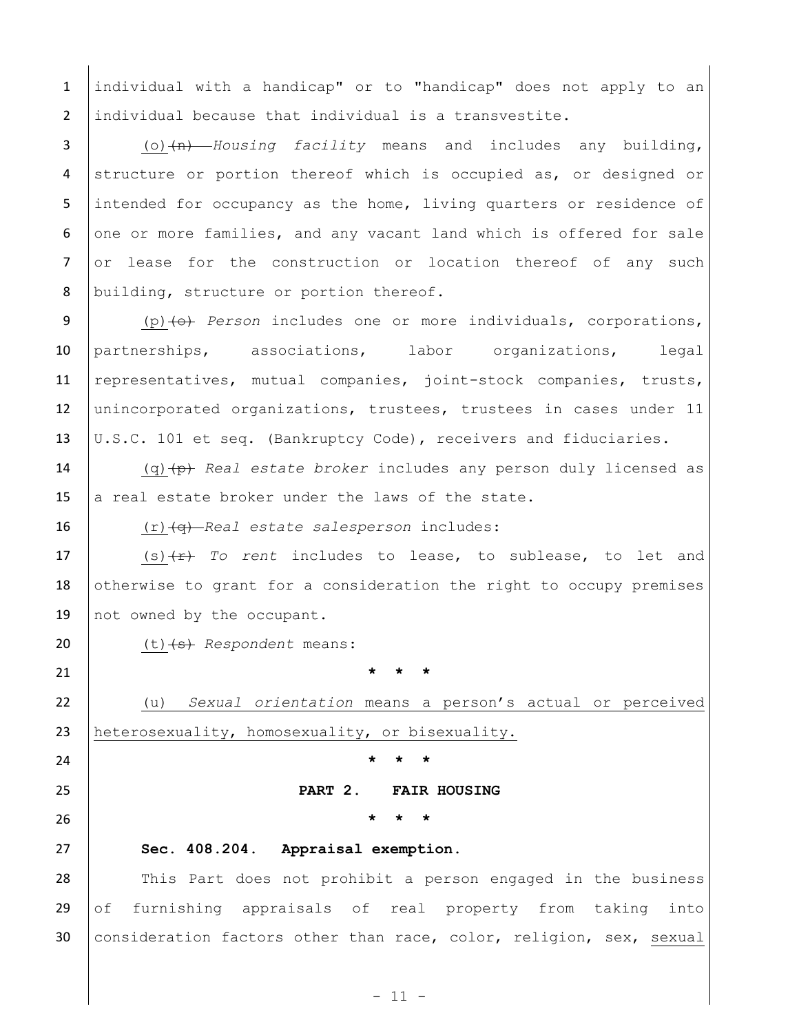individual with a handicap" or to "handicap" does not apply to an individual because that individual is a transvestite.

(o) ~~(n)~~ *Housing facility* means and includes any building, structure or portion thereof which is occupied as, or designed or intended for occupancy as the home, living quarters or residence of one or more families, and any vacant land which is offered for sale or lease for the construction or location thereof of any such building, structure or portion thereof.

(p) ~~(o)~~ *Person* includes one or more individuals, corporations, partnerships, associations, labor organizations, legal representatives, mutual companies, joint-stock companies, trusts, unincorporated organizations, trustees, trustees in cases under 11 U.S.C. 101 et seq. (Bankruptcy Code), receivers and fiduciaries.

(q) ~~(p)~~ *Real estate broker* includes any person duly licensed as a real estate broker under the laws of the state.

(r) ~~(q)~~ *Real estate salesperson* includes:

(s) ~~(r)~~ *To rent* includes to lease, to sublease, to let and otherwise to grant for a consideration the right to occupy premises not owned by the occupant.

(t) ~~(s)~~ *Respondent* means:

\* \* \*

(u) *Sexual orientation* means a person's actual or perceived heterosexuality, homosexuality, or bisexuality.

\* \* \*

**PART 2. FAIR HOUSING**

\* \* \*

**Sec. 408.204. Appraisal exemption.**

This Part does not prohibit a person engaged in the business of furnishing appraisals of real property from taking into consideration factors other than race, color, religion, sex, sexual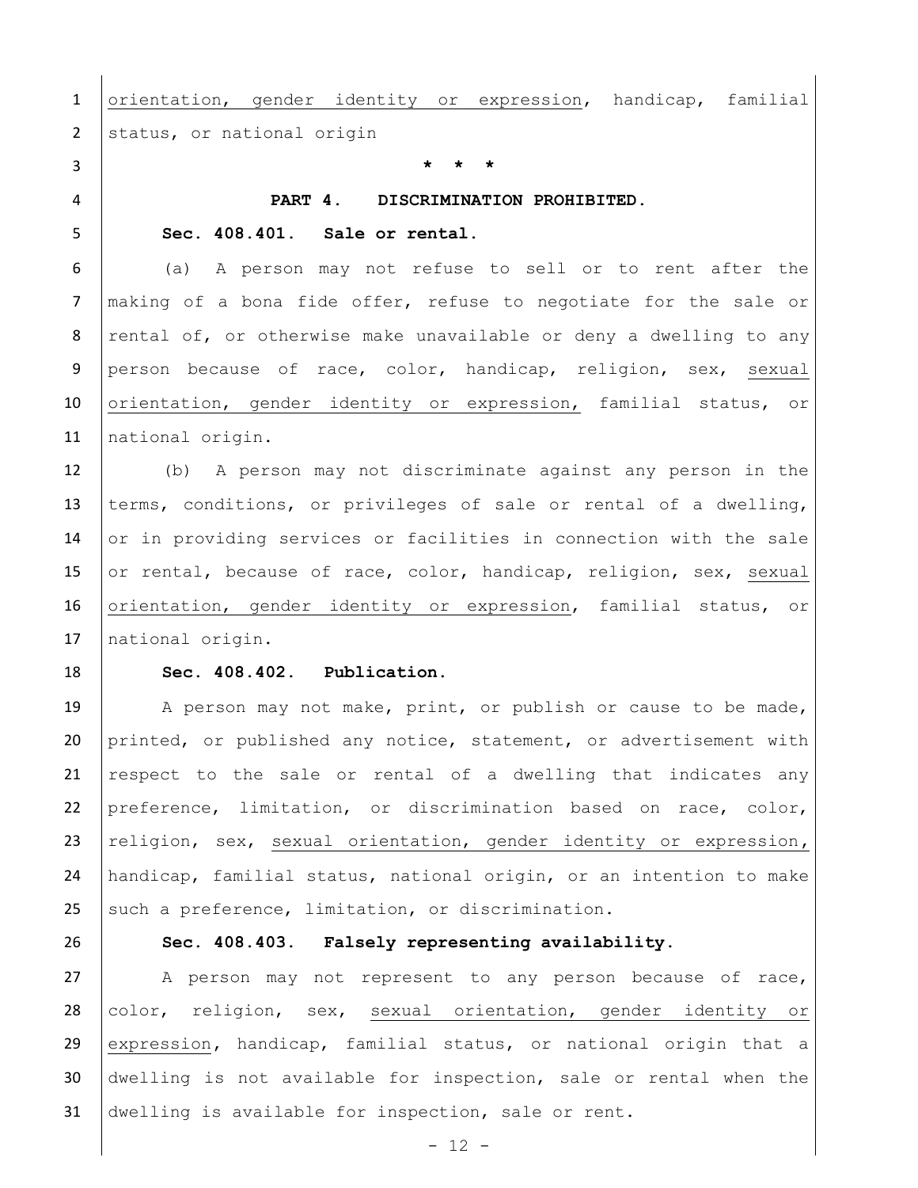orientation, gender identity or expression, handicap, familial status, or national origin

\* \* \*

**PART 4. DISCRIMINATION PROHIBITED.**

**Sec. 408.401. Sale or rental.**

(a) A person may not refuse to sell or to rent after the making of a bona fide offer, refuse to negotiate for the sale or rental of, or otherwise make unavailable or deny a dwelling to any person because of race, color, handicap, religion, sex, sexual orientation, gender identity or expression, familial status, or national origin.

(b) A person may not discriminate against any person in the terms, conditions, or privileges of sale or rental of a dwelling, or in providing services or facilities in connection with the sale or rental, because of race, color, handicap, religion, sex, sexual orientation, gender identity or expression, familial status, or national origin.

**Sec. 408.402. Publication.**

A person may not make, print, or publish or cause to be made, printed, or published any notice, statement, or advertisement with respect to the sale or rental of a dwelling that indicates any preference, limitation, or discrimination based on race, color, religion, sex, sexual orientation, gender identity or expression, handicap, familial status, national origin, or an intention to make such a preference, limitation, or discrimination.

**Sec. 408.403. Falsely representing availability.**

A person may not represent to any person because of race, color, religion, sex, sexual orientation, gender identity or expression, handicap, familial status, or national origin that a dwelling is not available for inspection, sale or rental when the dwelling is available for inspection, sale or rent.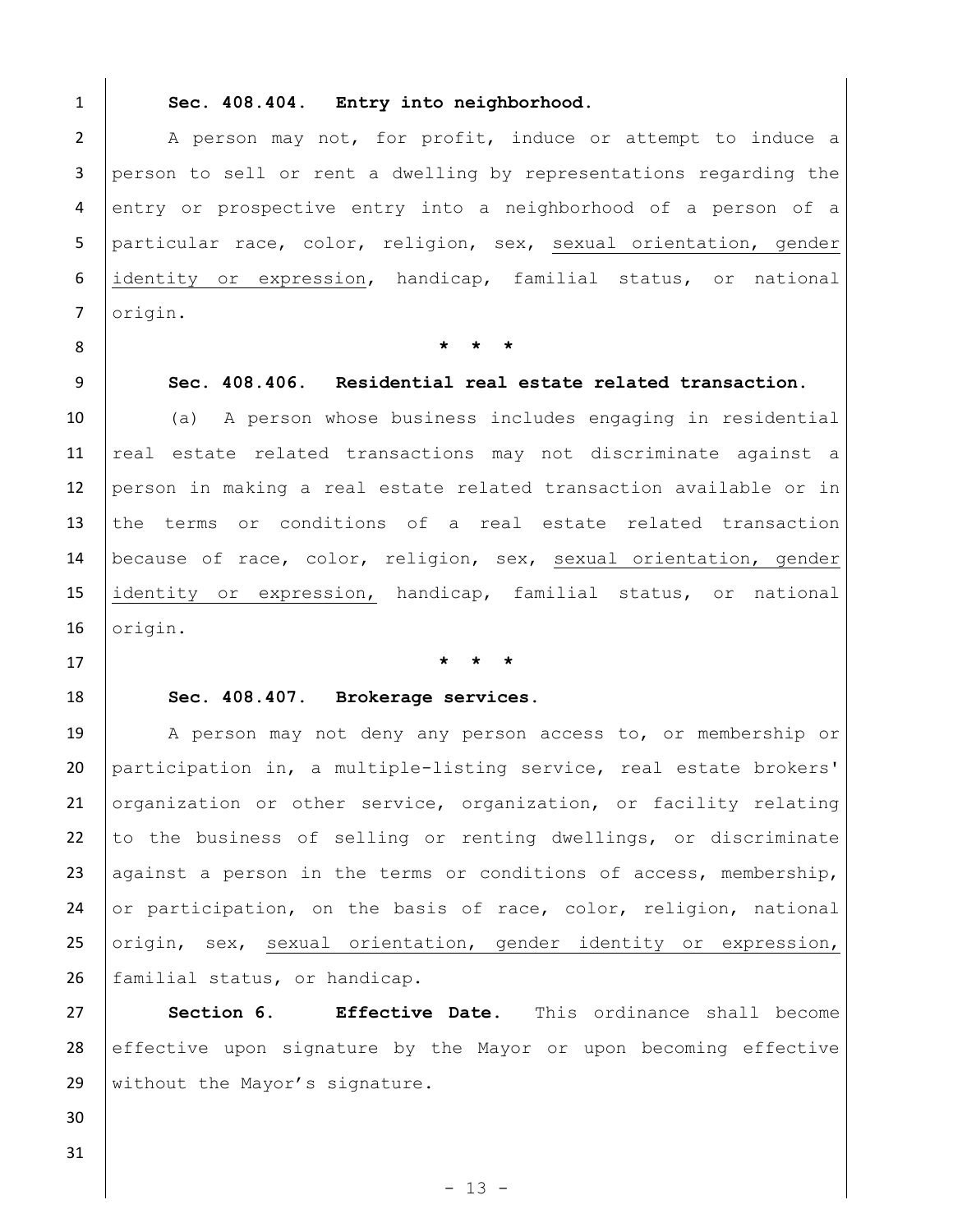**Sec. 408.404. Entry into neighborhood.**

A person may not, for profit, induce or attempt to induce a person to sell or rent a dwelling by representations regarding the entry or prospective entry into a neighborhood of a person of a particular race, color, religion, sex, <u>sexual orientation, gender identity or expression</u>, handicap, familial status, or national origin.

\* \* \*

**Sec. 408.406. Residential real estate related transaction.**

(a) A person whose business includes engaging in residential real estate related transactions may not discriminate against a person in making a real estate related transaction available or in the terms or conditions of a real estate related transaction because of race, color, religion, sex, <u>sexual orientation, gender identity or expression,</u> handicap, familial status, or national origin.

\* \* \*

**Sec. 408.407. Brokerage services.**

A person may not deny any person access to, or membership or participation in, a multiple-listing service, real estate brokers' organization or other service, organization, or facility relating to the business of selling or renting dwellings, or discriminate against a person in the terms or conditions of access, membership, or participation, on the basis of race, color, religion, national origin, sex, <u>sexual orientation, gender identity or expression,</u> familial status, or handicap.

**Section 6. Effective Date.** This ordinance shall become effective upon signature by the Mayor or upon becoming effective without the Mayor's signature.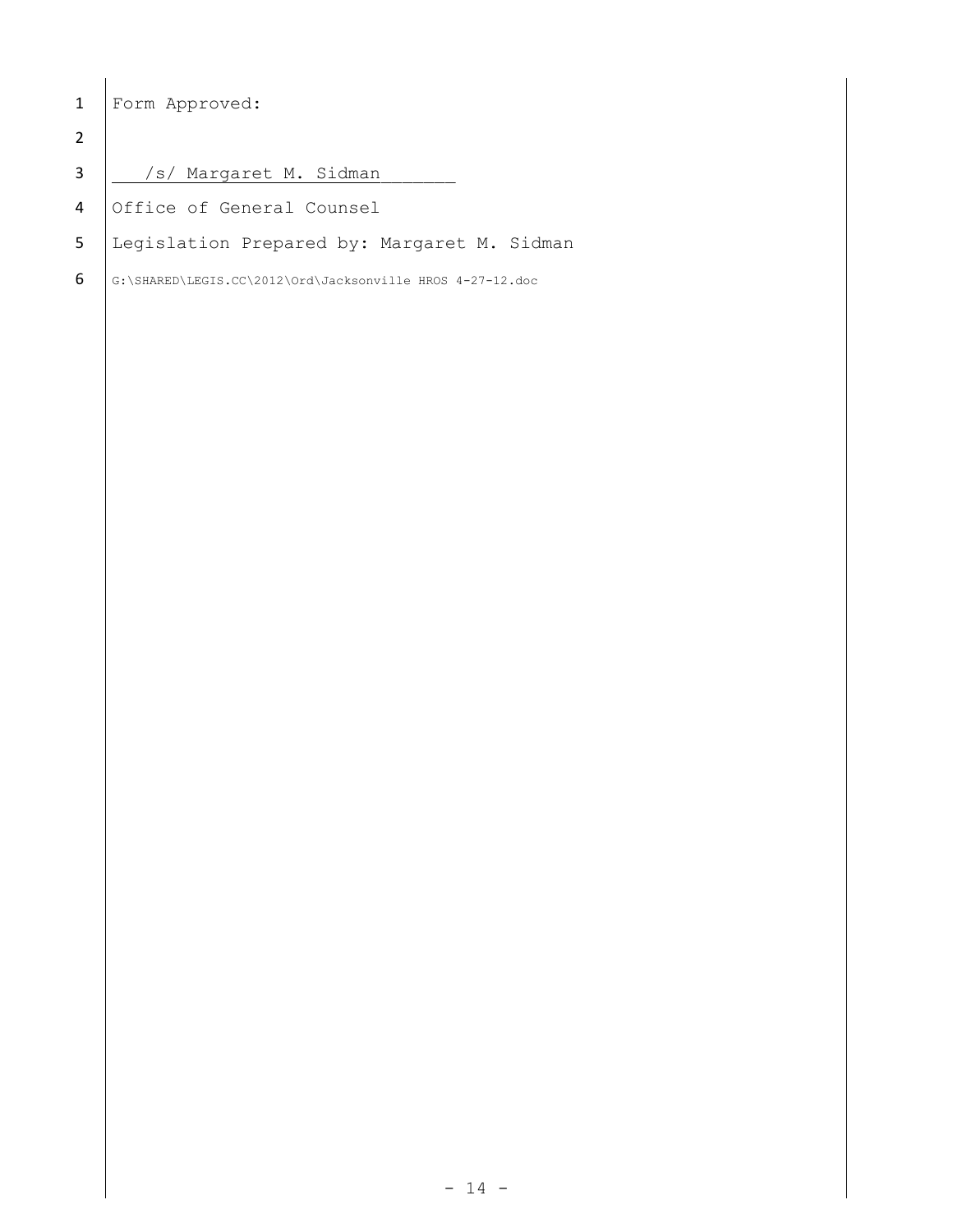Form Approved:

/s/ Margaret M. Sidman

Office of General Counsel

Legislation Prepared by: Margaret M. Sidman

G:\SHARED\LEGIS.CC\2012\Ord\Jacksonville HROS 4-27-12.doc